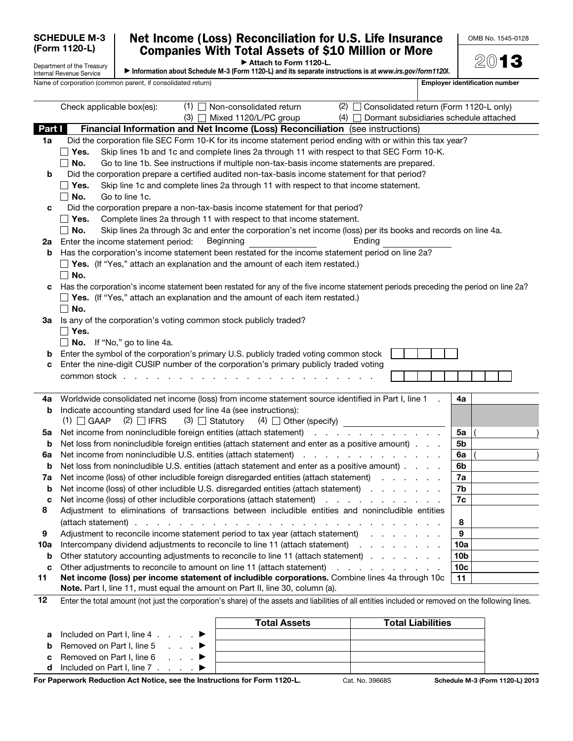**SCHEDULE M-3 (Form 1120-L)**

Department of the Treasury
Internal Revenue Service

# Net Income (Loss) Reconciliation for U.S. Life Insurance Companies With Total Assets of $10 Million or More

▶ Attach to Form 1120-L.

▶ Information about Schedule M-3 (Form 1120-L) and its separate instructions is at *www.irs.gov/form1120l*.

OMB No. 1545-0128

2013

Name of corporation (common parent, if consolidated return) | **Employer identification number**

Check applicable box(es): (1) ☐ Non-consolidated return (2) ☐ Consolidated return (Form 1120-L only) (3) ☐ Mixed 1120/L/PC group (4) ☐ Dormant subsidiaries schedule attached

## Part I Financial Information and Net Income (Loss) Reconciliation (see instructions)

**1a** Did the corporation file SEC Form 10-K for its income statement period ending with or within this tax year?

☐ **Yes.** Skip lines 1b and 1c and complete lines 2a through 11 with respect to that SEC Form 10-K.

☐ **No.** Go to line 1b. See instructions if multiple non-tax-basis income statements are prepared.

**b** Did the corporation prepare a certified audited non-tax-basis income statement for that period?

☐ **Yes.** Skip line 1c and complete lines 2a through 11 with respect to that income statement.

☐ **No.** Go to line 1c.

**c** Did the corporation prepare a non-tax-basis income statement for that period?

☐ **Yes.** Complete lines 2a through 11 with respect to that income statement.

☐ **No.** Skip lines 2a through 3c and enter the corporation's net income (loss) per its books and records on line 4a.

**2a** Enter the income statement period: Beginning ____________ Ending ____________

**b** Has the corporation's income statement been restated for the income statement period on line 2a?

☐ **Yes.** (If "Yes," attach an explanation and the amount of each item restated.)

☐ **No.**

**c** Has the corporation's income statement been restated for any of the five income statement periods preceding the period on line 2a?

☐ **Yes.** (If "Yes," attach an explanation and the amount of each item restated.)

☐ **No.**

**3a** Is any of the corporation's voting common stock publicly traded?

☐ **Yes.**

☐ **No.** If "No," go to line 4a.

**b** Enter the symbol of the corporation's primary U.S. publicly traded voting common stock

**c** Enter the nine-digit CUSIP number of the corporation's primary publicly traded voting common stock . . . . . . . . . . . . . . . . . . . . . . . . .

| Line | Description | | Amount |
|---|---|---|---|
| **4a** | Worldwide consolidated net income (loss) from income statement source identified in Part I, line 1 . | 4a | |
| **b** | Indicate accounting standard used for line 4a (see instructions): (1) ☐ GAAP (2) ☐ IFRS (3) ☐ Statutory (4) ☐ Other (specify) | | |
| **5a** | Net income from nonincludible foreign entities (attach statement) . . . . . . . . . . . . . | 5a | ( ) |
| **b** | Net loss from nonincludible foreign entities (attach statement and enter as a positive amount) . . . | 5b | |
| **6a** | Net income from nonincludible U.S. entities (attach statement) . . . . . . . . . . . . . | 6a | ( ) |
| **b** | Net loss from nonincludible U.S. entities (attach statement and enter as a positive amount) . . . . | 6b | |
| **7a** | Net income (loss) of other includible foreign disregarded entities (attach statement) . . . . . . | 7a | |
| **b** | Net income (loss) of other includible U.S. disregarded entities (attach statement) . . . . . . . | 7b | |
| **c** | Net income (loss) of other includible corporations (attach statement) . . . . . . . . . . . | 7c | |
| **8** | Adjustment to eliminations of transactions between includible entities and nonincludible entities (attach statement) . . . . . . . . . . . . . . . . . . . . . . . . . . . . | 8 | |
| **9** | Adjustment to reconcile income statement period to tax year (attach statement) . . . . . . . | 9 | |
| **10a** | Intercompany dividend adjustments to reconcile to line 11 (attach statement) . . . . . . . . | 10a | |
| **b** | Other statutory accounting adjustments to reconcile to line 11 (attach statement) . . . . . . . | 10b | |
| **c** | Other adjustments to reconcile to amount on line 11 (attach statement) . . . . . . . . . . . | 10c | |
| **11** | **Net income (loss) per income statement of includible corporations.** Combine lines 4a through 10c | 11 | |

**Note.** Part I, line 11, must equal the amount on Part II, line 30, column (a).

**12** Enter the total amount (not just the corporation's share) of the assets and liabilities of all entities included or removed on the following lines.

| | | Total Assets | Total Liabilities |
|---|---|---|---|
| **a** | Included on Part I, line 4 . . . . ▶ | | |
| **b** | Removed on Part I, line 5 . . . ▶ | | |
| **c** | Removed on Part I, line 6 . . . ▶ | | |
| **d** | Included on Part I, line 7 . . . . ▶ | | |

**For Paperwork Reduction Act Notice, see the Instructions for Form 1120-L.** Cat. No. 39668S **Schedule M-3 (Form 1120-L) 2013**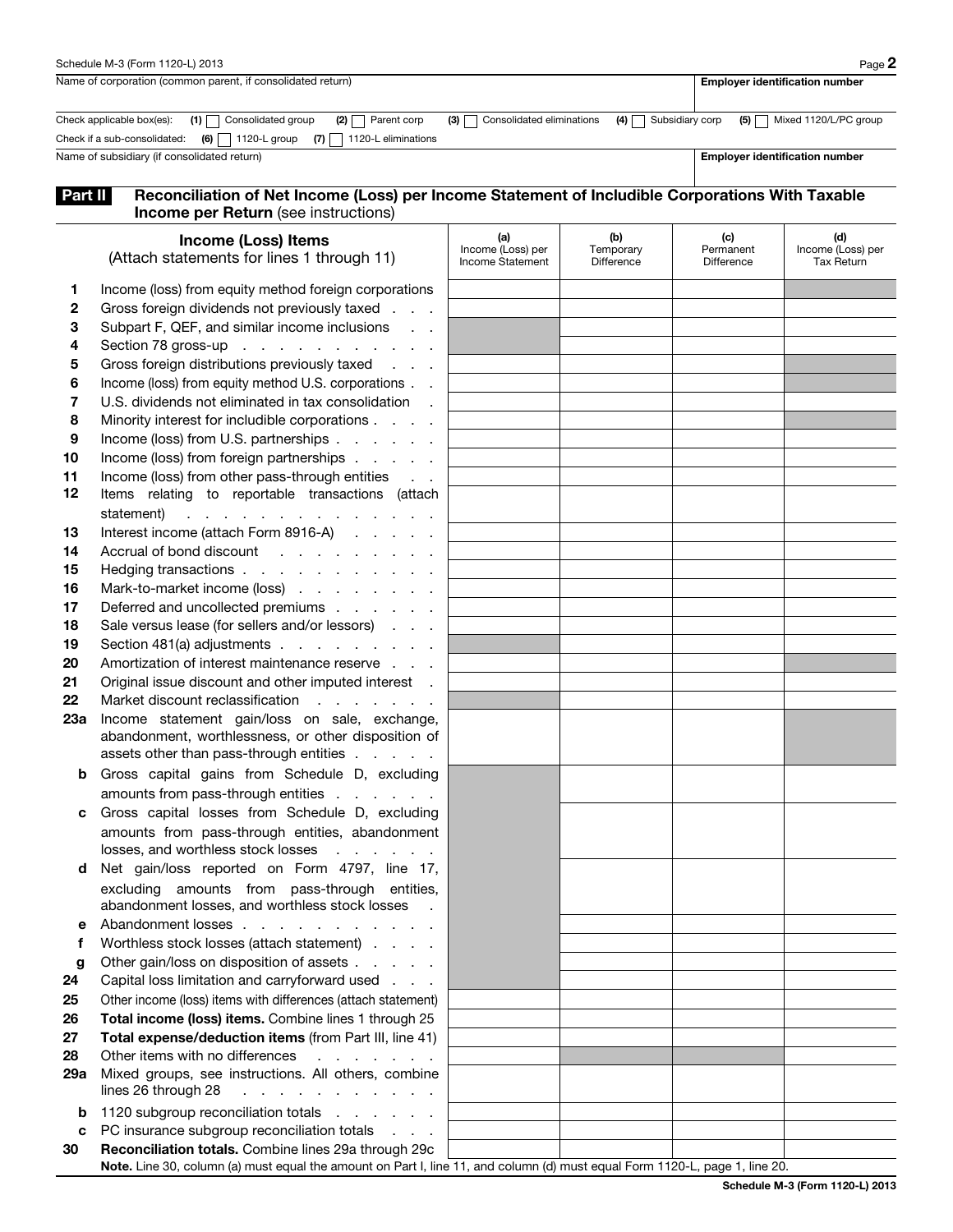Schedule M-3 (Form 1120-L) 2013

| Name of corporation (common parent, if consolidated return) | Employer identification number |
|---|---|
| | |

Check applicable box(es): (1) ☐ Consolidated group (2) ☐ Parent corp (3) ☐ Consolidated eliminations (4) ☐ Subsidiary corp (5) ☐ Mixed 1120/L/PC group

Check if a sub-consolidated: (6) ☐ 1120-L group (7) ☐ 1120-L eliminations

| Name of subsidiary (if consolidated return) | Employer identification number |
|---|---|
| | |

## Part II Reconciliation of Net Income (Loss) per Income Statement of Includible Corporations With Taxable Income per Return (see instructions)

| | Income (Loss) Items (Attach statements for lines 1 through 11) | (a) Income (Loss) per Income Statement | (b) Temporary Difference | (c) Permanent Difference | (d) Income (Loss) per Tax Return |
|---|---|---|---|---|---|
| 1 | Income (loss) from equity method foreign corporations | | | | |
| 2 | Gross foreign dividends not previously taxed | | | | |
| 3 | Subpart F, QEF, and similar income inclusions | | | | |
| 4 | Section 78 gross-up | | | | |
| 5 | Gross foreign distributions previously taxed | | | | |
| 6 | Income (loss) from equity method U.S. corporations | | | | |
| 7 | U.S. dividends not eliminated in tax consolidation | | | | |
| 8 | Minority interest for includible corporations | | | | |
| 9 | Income (loss) from U.S. partnerships | | | | |
| 10 | Income (loss) from foreign partnerships | | | | |
| 11 | Income (loss) from other pass-through entities | | | | |
| 12 | Items relating to reportable transactions (attach statement) | | | | |
| 13 | Interest income (attach Form 8916-A) | | | | |
| 14 | Accrual of bond discount | | | | |
| 15 | Hedging transactions | | | | |
| 16 | Mark-to-market income (loss) | | | | |
| 17 | Deferred and uncollected premiums | | | | |
| 18 | Sale versus lease (for sellers and/or lessors) | | | | |
| 19 | Section 481(a) adjustments | | | | |
| 20 | Amortization of interest maintenance reserve | | | | |
| 21 | Original issue discount and other imputed interest | | | | |
| 22 | Market discount reclassification | | | | |
| 23a | Income statement gain/loss on sale, exchange, abandonment, worthlessness, or other disposition of assets other than pass-through entities | | | | |
| b | Gross capital gains from Schedule D, excluding amounts from pass-through entities | | | | |
| c | Gross capital losses from Schedule D, excluding amounts from pass-through entities, abandonment losses, and worthless stock losses | | | | |
| d | Net gain/loss reported on Form 4797, line 17, excluding amounts from pass-through entities, abandonment losses, and worthless stock losses | | | | |
| e | Abandonment losses | | | | |
| f | Worthless stock losses (attach statement) | | | | |
| g | Other gain/loss on disposition of assets | | | | |
| 24 | Capital loss limitation and carryforward used | | | | |
| 25 | Other income (loss) items with differences (attach statement) | | | | |
| 26 | **Total income (loss) items.** Combine lines 1 through 25 | | | | |
| 27 | **Total expense/deduction items** (from Part III, line 41) | | | | |
| 28 | Other items with no differences | | | | |
| 29a | Mixed groups, see instructions. All others, combine lines 26 through 28 | | | | |
| b | 1120 subgroup reconciliation totals | | | | |
| c | PC insurance subgroup reconciliation totals | | | | |
| 30 | **Reconciliation totals.** Combine lines 29a through 29c | | | | |

**Note.** Line 30, column (a) must equal the amount on Part I, line 11, and column (d) must equal Form 1120-L, page 1, line 20.

Schedule M-3 (Form 1120-L) 2013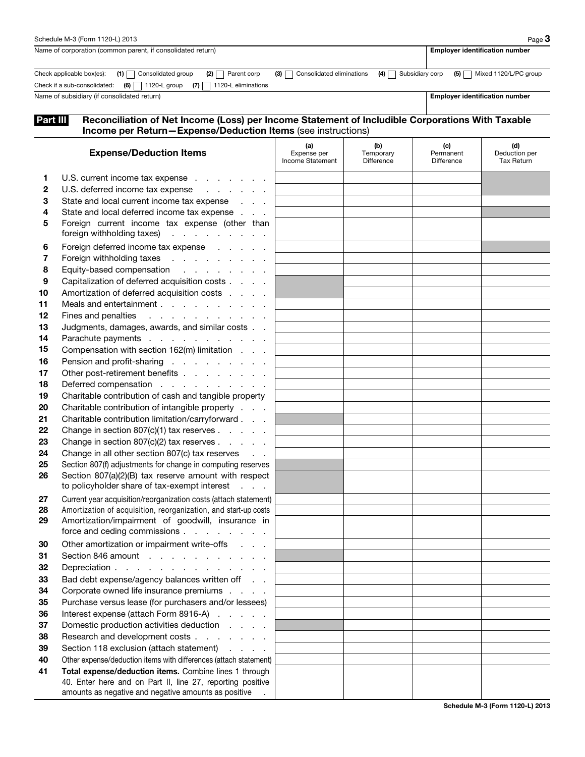Schedule M-3 (Form 1120-L) 2013

| Name of corporation (common parent, if consolidated return) | Employer identification number |
|---|---|
| | |

Check applicable box(es): (1) ☐ Consolidated group (2) ☐ Parent corp (3) ☐ Consolidated eliminations (4) ☐ Subsidiary corp (5) ☐ Mixed 1120/L/PC group

Check if a sub-consolidated: (6) ☐ 1120-L group (7) ☐ 1120-L eliminations

| Name of subsidiary (if consolidated return) | Employer identification number |
|---|---|
| | |

## Part III Reconciliation of Net Income (Loss) per Income Statement of Includible Corporations With Taxable Income per Return—Expense/Deduction Items (see instructions)

| | Expense/Deduction Items | (a) Expense per Income Statement | (b) Temporary Difference | (c) Permanent Difference | (d) Deduction per Tax Return |
|---|---|---|---|---|---|
| 1 | U.S. current income tax expense | | | | |
| 2 | U.S. deferred income tax expense | | | | |
| 3 | State and local current income tax expense | | | | |
| 4 | State and local deferred income tax expense | | | | |
| 5 | Foreign current income tax expense (other than foreign withholding taxes) | | | | |
| 6 | Foreign deferred income tax expense | | | | |
| 7 | Foreign withholding taxes | | | | |
| 8 | Equity-based compensation | | | | |
| 9 | Capitalization of deferred acquisition costs | | | | |
| 10 | Amortization of deferred acquisition costs | | | | |
| 11 | Meals and entertainment | | | | |
| 12 | Fines and penalties | | | | |
| 13 | Judgments, damages, awards, and similar costs | | | | |
| 14 | Parachute payments | | | | |
| 15 | Compensation with section 162(m) limitation | | | | |
| 16 | Pension and profit-sharing | | | | |
| 17 | Other post-retirement benefits | | | | |
| 18 | Deferred compensation | | | | |
| 19 | Charitable contribution of cash and tangible property | | | | |
| 20 | Charitable contribution of intangible property | | | | |
| 21 | Charitable contribution limitation/carryforward | | | | |
| 22 | Change in section 807(c)(1) tax reserves | | | | |
| 23 | Change in section 807(c)(2) tax reserves | | | | |
| 24 | Change in all other section 807(c) tax reserves | | | | |
| 25 | Section 807(f) adjustments for change in computing reserves | | | | |
| 26 | Section 807(a)(2)(B) tax reserve amount with respect to policyholder share of tax-exempt interest | | | | |
| 27 | Current year acquisition/reorganization costs (attach statement) | | | | |
| 28 | Amortization of acquisition, reorganization, and start-up costs | | | | |
| 29 | Amortization/impairment of goodwill, insurance in force and ceding commissions | | | | |
| 30 | Other amortization or impairment write-offs | | | | |
| 31 | Section 846 amount | | | | |
| 32 | Depreciation | | | | |
| 33 | Bad debt expense/agency balances written off | | | | |
| 34 | Corporate owned life insurance premiums | | | | |
| 35 | Purchase versus lease (for purchasers and/or lessees) | | | | |
| 36 | Interest expense (attach Form 8916-A) | | | | |
| 37 | Domestic production activities deduction | | | | |
| 38 | Research and development costs | | | | |
| 39 | Section 118 exclusion (attach statement) | | | | |
| 40 | Other expense/deduction items with differences (attach statement) | | | | |
| 41 | **Total expense/deduction items.** Combine lines 1 through 40. Enter here and on Part II, line 27, reporting positive amounts as negative and negative amounts as positive | | | | |

Schedule M-3 (Form 1120-L) 2013